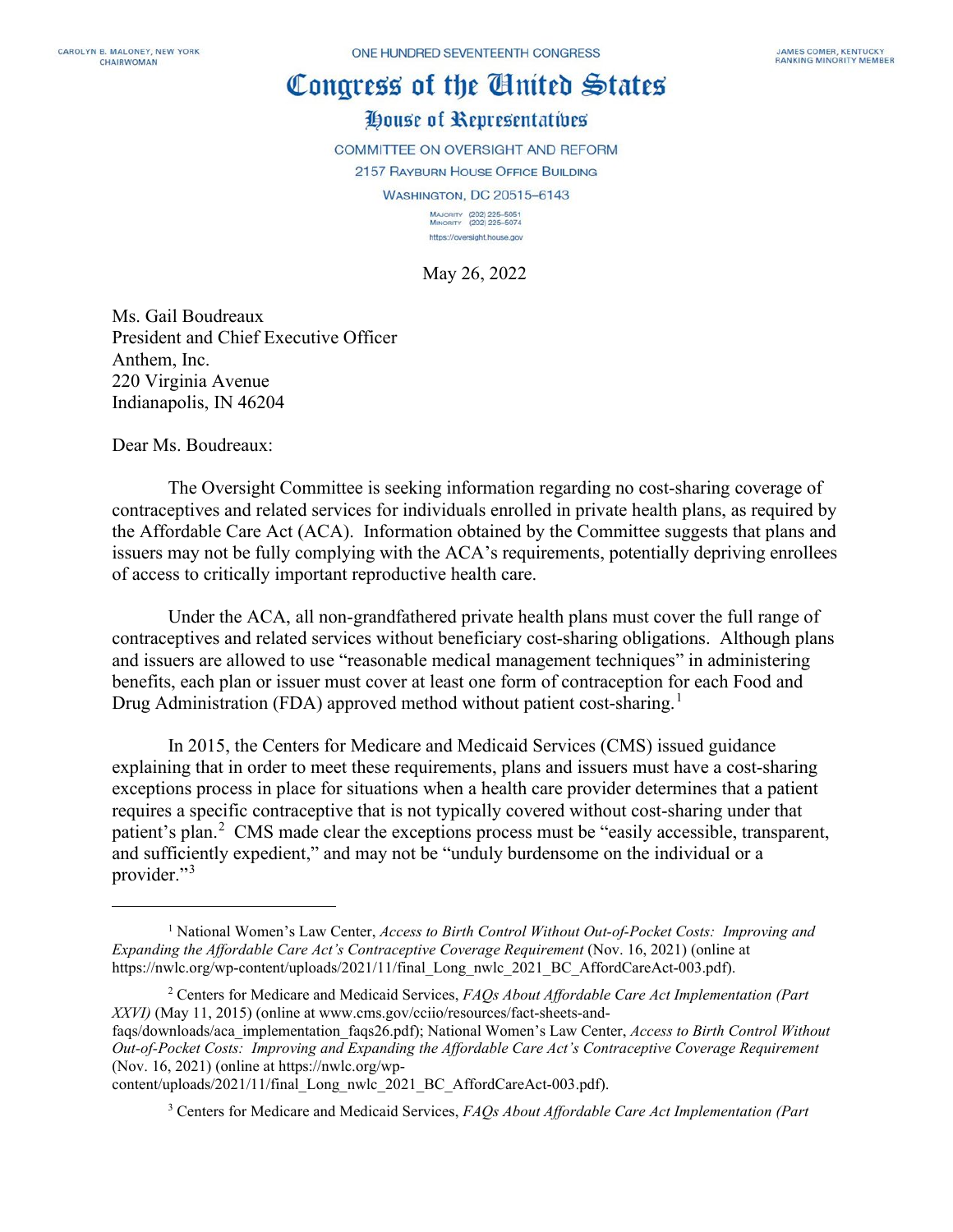CAROLYN B. MALONEY, NEW YORK
CHAIRWOMAN

ONE HUNDRED SEVENTEENTH CONGRESS

JAMES COMER, KENTUCKY
RANKING MINORITY MEMBER

# Congress of the United States

## House of Representatives

COMMITTEE ON OVERSIGHT AND REFORM
2157 RAYBURN HOUSE OFFICE BUILDING
WASHINGTON, DC 20515–6143

MAJORITY (202) 225–5051
MINORITY (202) 225–5074
https://oversight.house.gov

May 26, 2022

Ms. Gail Boudreaux
President and Chief Executive Officer
Anthem, Inc.
220 Virginia Avenue
Indianapolis, IN 46204

Dear Ms. Boudreaux:

The Oversight Committee is seeking information regarding no cost-sharing coverage of contraceptives and related services for individuals enrolled in private health plans, as required by the Affordable Care Act (ACA). Information obtained by the Committee suggests that plans and issuers may not be fully complying with the ACA's requirements, potentially depriving enrollees of access to critically important reproductive health care.

Under the ACA, all non-grandfathered private health plans must cover the full range of contraceptives and related services without beneficiary cost-sharing obligations. Although plans and issuers are allowed to use "reasonable medical management techniques" in administering benefits, each plan or issuer must cover at least one form of contraception for each Food and Drug Administration (FDA) approved method without patient cost-sharing.[1]

In 2015, the Centers for Medicare and Medicaid Services (CMS) issued guidance explaining that in order to meet these requirements, plans and issuers must have a cost-sharing exceptions process in place for situations when a health care provider determines that a patient requires a specific contraceptive that is not typically covered without cost-sharing under that patient's plan.[2] CMS made clear the exceptions process must be "easily accessible, transparent, and sufficiently expedient," and may not be "unduly burdensome on the individual or a provider."[3]

---

[1] National Women's Law Center, *Access to Birth Control Without Out-of-Pocket Costs: Improving and Expanding the Affordable Care Act's Contraceptive Coverage Requirement* (Nov. 16, 2021) (online at https://nwlc.org/wp-content/uploads/2021/11/final_Long_nwlc_2021_BC_AffordCareAct-003.pdf).

[2] Centers for Medicare and Medicaid Services, *FAQs About Affordable Care Act Implementation (Part XXVI)* (May 11, 2015) (online at www.cms.gov/cciio/resources/fact-sheets-and-faqs/downloads/aca_implementation_faqs26.pdf); National Women's Law Center, *Access to Birth Control Without Out-of-Pocket Costs: Improving and Expanding the Affordable Care Act's Contraceptive Coverage Requirement* (Nov. 16, 2021) (online at https://nwlc.org/wp-content/uploads/2021/11/final_Long_nwlc_2021_BC_AffordCareAct-003.pdf).

[3] Centers for Medicare and Medicaid Services, *FAQs About Affordable Care Act Implementation (Part*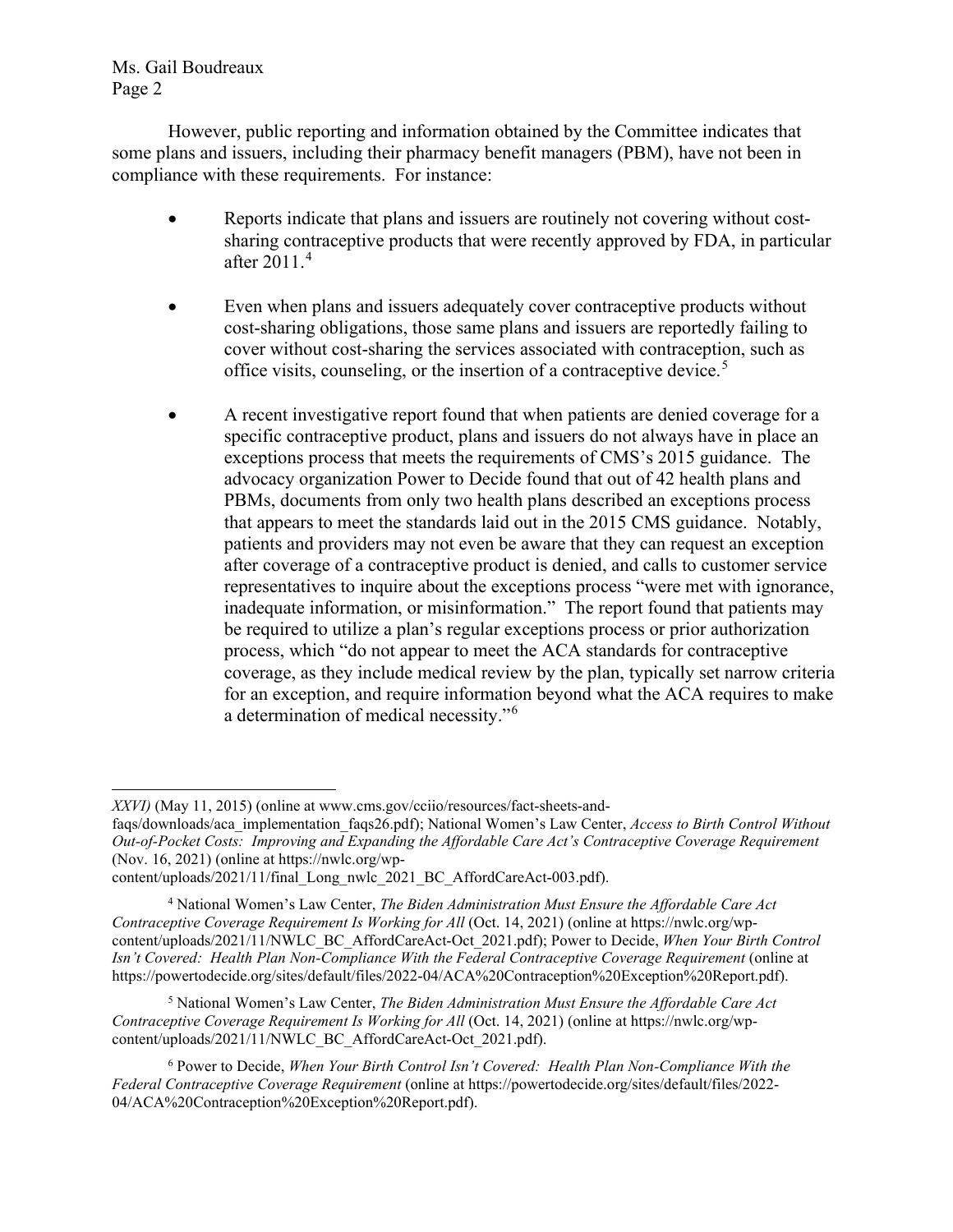However, public reporting and information obtained by the Committee indicates that some plans and issuers, including their pharmacy benefit managers (PBM), have not been in compliance with these requirements. For instance:

- Reports indicate that plans and issuers are routinely not covering without cost-sharing contraceptive products that were recently approved by FDA, in particular after 2011.[4]

- Even when plans and issuers adequately cover contraceptive products without cost-sharing obligations, those same plans and issuers are reportedly failing to cover without cost-sharing the services associated with contraception, such as office visits, counseling, or the insertion of a contraceptive device.[5]

- A recent investigative report found that when patients are denied coverage for a specific contraceptive product, plans and issuers do not always have in place an exceptions process that meets the requirements of CMS's 2015 guidance. The advocacy organization Power to Decide found that out of 42 health plans and PBMs, documents from only two health plans described an exceptions process that appears to meet the standards laid out in the 2015 CMS guidance. Notably, patients and providers may not even be aware that they can request an exception after coverage of a contraceptive product is denied, and calls to customer service representatives to inquire about the exceptions process "were met with ignorance, inadequate information, or misinformation." The report found that patients may be required to utilize a plan's regular exceptions process or prior authorization process, which "do not appear to meet the ACA standards for contraceptive coverage, as they include medical review by the plan, typically set narrow criteria for an exception, and require information beyond what the ACA requires to make a determination of medical necessity."[6]

---

*XXVI)* (May 11, 2015) (online at www.cms.gov/cciio/resources/fact-sheets-and-faqs/downloads/aca_implementation_faqs26.pdf); National Women's Law Center, *Access to Birth Control Without Out-of-Pocket Costs: Improving and Expanding the Affordable Care Act's Contraceptive Coverage Requirement* (Nov. 16, 2021) (online at https://nwlc.org/wp-content/uploads/2021/11/final_Long_nwlc_2021_BC_AffordCareAct-003.pdf).

[4] National Women's Law Center, *The Biden Administration Must Ensure the Affordable Care Act Contraceptive Coverage Requirement Is Working for All* (Oct. 14, 2021) (online at https://nwlc.org/wp-content/uploads/2021/11/NWLC_BC_AffordCareAct-Oct_2021.pdf); Power to Decide, *When Your Birth Control Isn't Covered: Health Plan Non-Compliance With the Federal Contraceptive Coverage Requirement* (online at https://powertodecide.org/sites/default/files/2022-04/ACA%20Contraception%20Exception%20Report.pdf).

[5] National Women's Law Center, *The Biden Administration Must Ensure the Affordable Care Act Contraceptive Coverage Requirement Is Working for All* (Oct. 14, 2021) (online at https://nwlc.org/wp-content/uploads/2021/11/NWLC_BC_AffordCareAct-Oct_2021.pdf).

[6] Power to Decide, *When Your Birth Control Isn't Covered: Health Plan Non-Compliance With the Federal Contraceptive Coverage Requirement* (online at https://powertodecide.org/sites/default/files/2022-04/ACA%20Contraception%20Exception%20Report.pdf).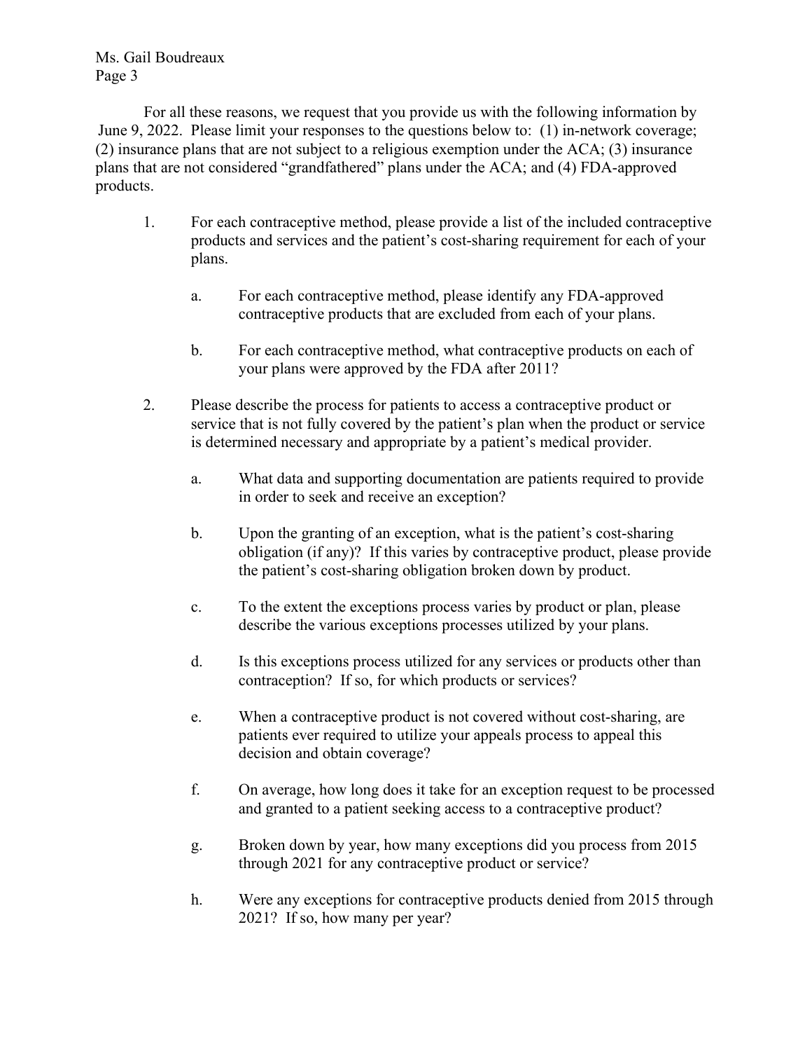For all these reasons, we request that you provide us with the following information by June 9, 2022. Please limit your responses to the questions below to: (1) in-network coverage; (2) insurance plans that are not subject to a religious exemption under the ACA; (3) insurance plans that are not considered "grandfathered" plans under the ACA; and (4) FDA-approved products.

1. For each contraceptive method, please provide a list of the included contraceptive products and services and the patient's cost-sharing requirement for each of your plans.

   a. For each contraceptive method, please identify any FDA-approved contraceptive products that are excluded from each of your plans.

   b. For each contraceptive method, what contraceptive products on each of your plans were approved by the FDA after 2011?

2. Please describe the process for patients to access a contraceptive product or service that is not fully covered by the patient's plan when the product or service is determined necessary and appropriate by a patient's medical provider.

   a. What data and supporting documentation are patients required to provide in order to seek and receive an exception?

   b. Upon the granting of an exception, what is the patient's cost-sharing obligation (if any)? If this varies by contraceptive product, please provide the patient's cost-sharing obligation broken down by product.

   c. To the extent the exceptions process varies by product or plan, please describe the various exceptions processes utilized by your plans.

   d. Is this exceptions process utilized for any services or products other than contraception? If so, for which products or services?

   e. When a contraceptive product is not covered without cost-sharing, are patients ever required to utilize your appeals process to appeal this decision and obtain coverage?

   f. On average, how long does it take for an exception request to be processed and granted to a patient seeking access to a contraceptive product?

   g. Broken down by year, how many exceptions did you process from 2015 through 2021 for any contraceptive product or service?

   h. Were any exceptions for contraceptive products denied from 2015 through 2021? If so, how many per year?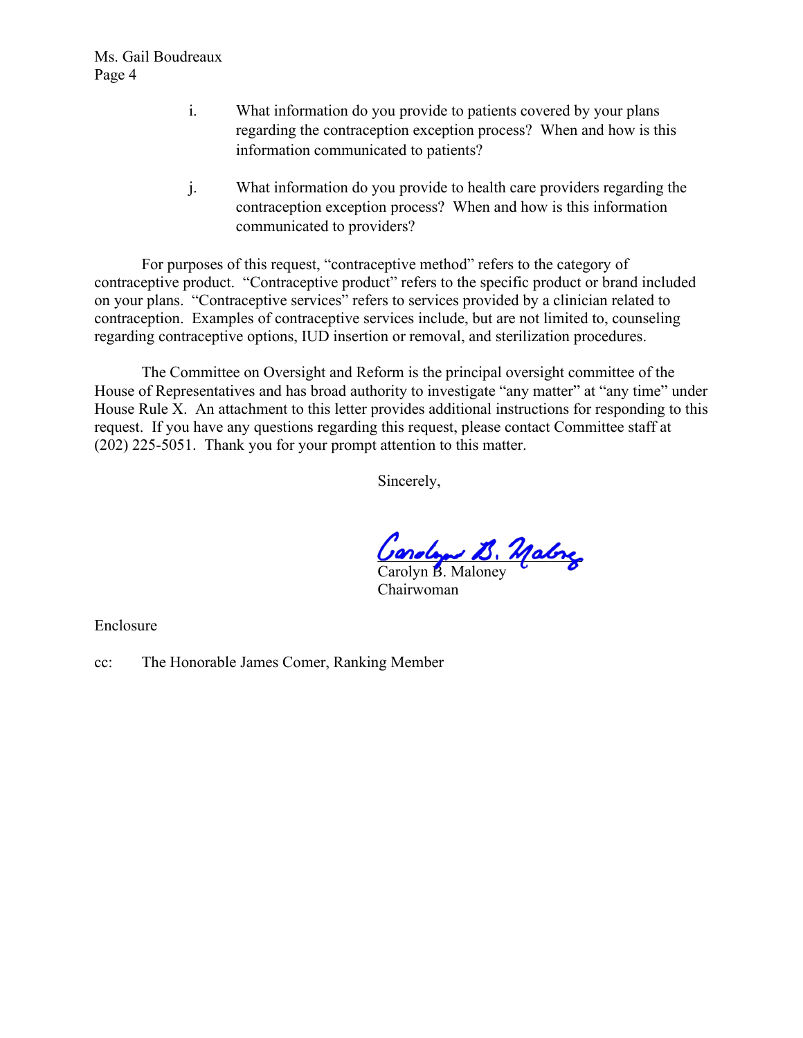i. What information do you provide to patients covered by your plans regarding the contraception exception process? When and how is this information communicated to patients?

j. What information do you provide to health care providers regarding the contraception exception process? When and how is this information communicated to providers?

For purposes of this request, "contraceptive method" refers to the category of contraceptive product. "Contraceptive product" refers to the specific product or brand included on your plans. "Contraceptive services" refers to services provided by a clinician related to contraception. Examples of contraceptive services include, but are not limited to, counseling regarding contraceptive options, IUD insertion or removal, and sterilization procedures.

The Committee on Oversight and Reform is the principal oversight committee of the House of Representatives and has broad authority to investigate "any matter" at "any time" under House Rule X. An attachment to this letter provides additional instructions for responding to this request. If you have any questions regarding this request, please contact Committee staff at (202) 225-5051. Thank you for your prompt attention to this matter.

Sincerely,

Carolyn B. Maloney
Chairwoman

Enclosure

cc: The Honorable James Comer, Ranking Member